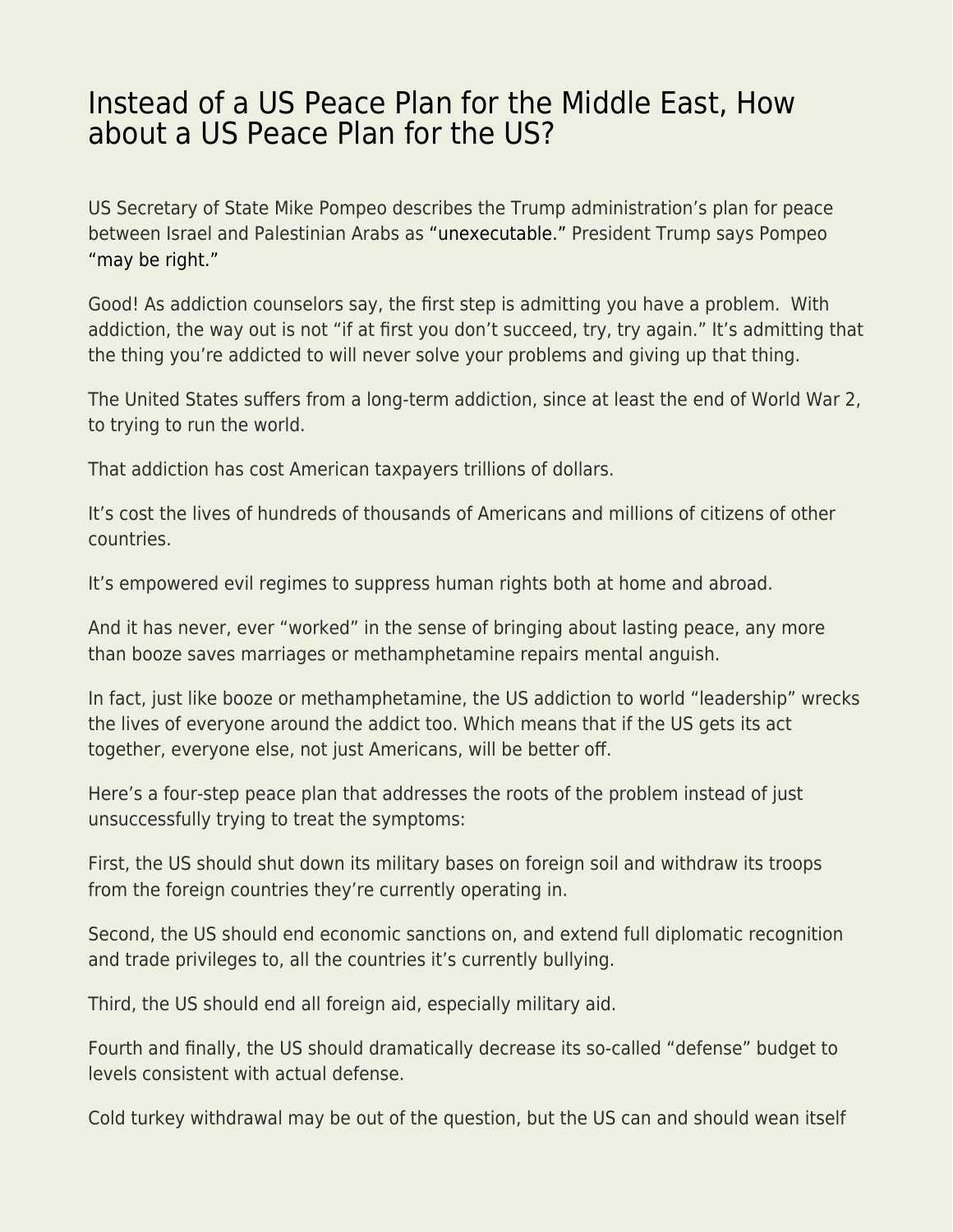# Instead of a US Peace Plan for the Middle East, How about a US Peace Plan for the US?

US Secretary of State Mike Pompeo describes the Trump administration's plan for peace between Israel and Palestinian Arabs as "unexecutable." President Trump says Pompeo "may be right."

Good! As addiction counselors say, the first step is admitting you have a problem. With addiction, the way out is not "if at first you don't succeed, try, try again." It's admitting that the thing you're addicted to will never solve your problems and giving up that thing.

The United States suffers from a long-term addiction, since at least the end of World War 2, to trying to run the world.

That addiction has cost American taxpayers trillions of dollars.

It's cost the lives of hundreds of thousands of Americans and millions of citizens of other countries.

It's empowered evil regimes to suppress human rights both at home and abroad.

And it has never, ever "worked" in the sense of bringing about lasting peace, any more than booze saves marriages or methamphetamine repairs mental anguish.

In fact, just like booze or methamphetamine, the US addiction to world "leadership" wrecks the lives of everyone around the addict too. Which means that if the US gets its act together, everyone else, not just Americans, will be better off.

Here's a four-step peace plan that addresses the roots of the problem instead of just unsuccessfully trying to treat the symptoms:

First, the US should shut down its military bases on foreign soil and withdraw its troops from the foreign countries they're currently operating in.

Second, the US should end economic sanctions on, and extend full diplomatic recognition and trade privileges to, all the countries it's currently bullying.

Third, the US should end all foreign aid, especially military aid.

Fourth and finally, the US should dramatically decrease its so-called "defense" budget to levels consistent with actual defense.

Cold turkey withdrawal may be out of the question, but the US can and should wean itself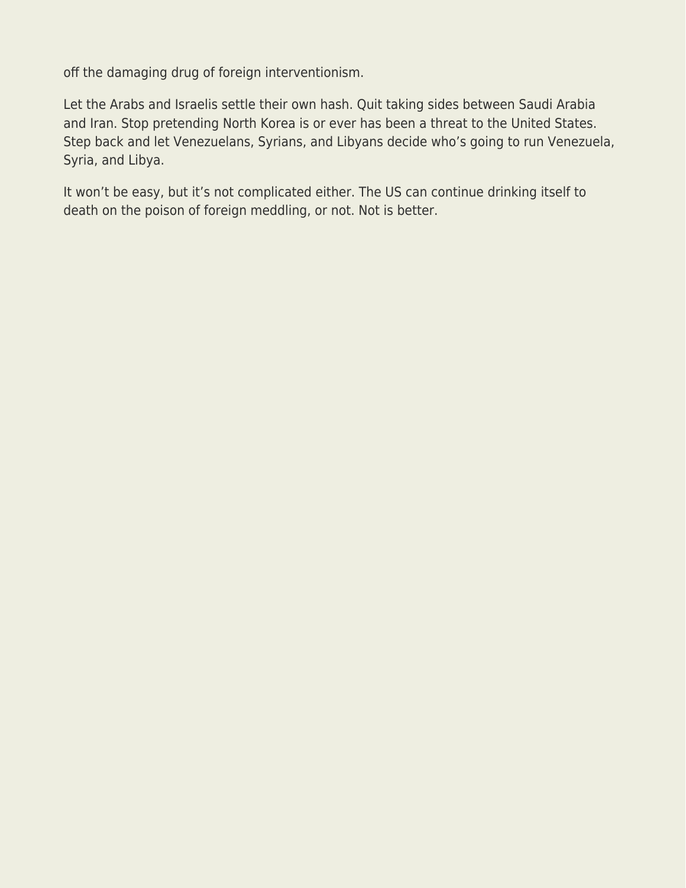off the damaging drug of foreign interventionism.

Let the Arabs and Israelis settle their own hash. Quit taking sides between Saudi Arabia and Iran. Stop pretending North Korea is or ever has been a threat to the United States. Step back and let Venezuelans, Syrians, and Libyans decide who's going to run Venezuela, Syria, and Libya.

It won't be easy, but it's not complicated either. The US can continue drinking itself to death on the poison of foreign meddling, or not. Not is better.